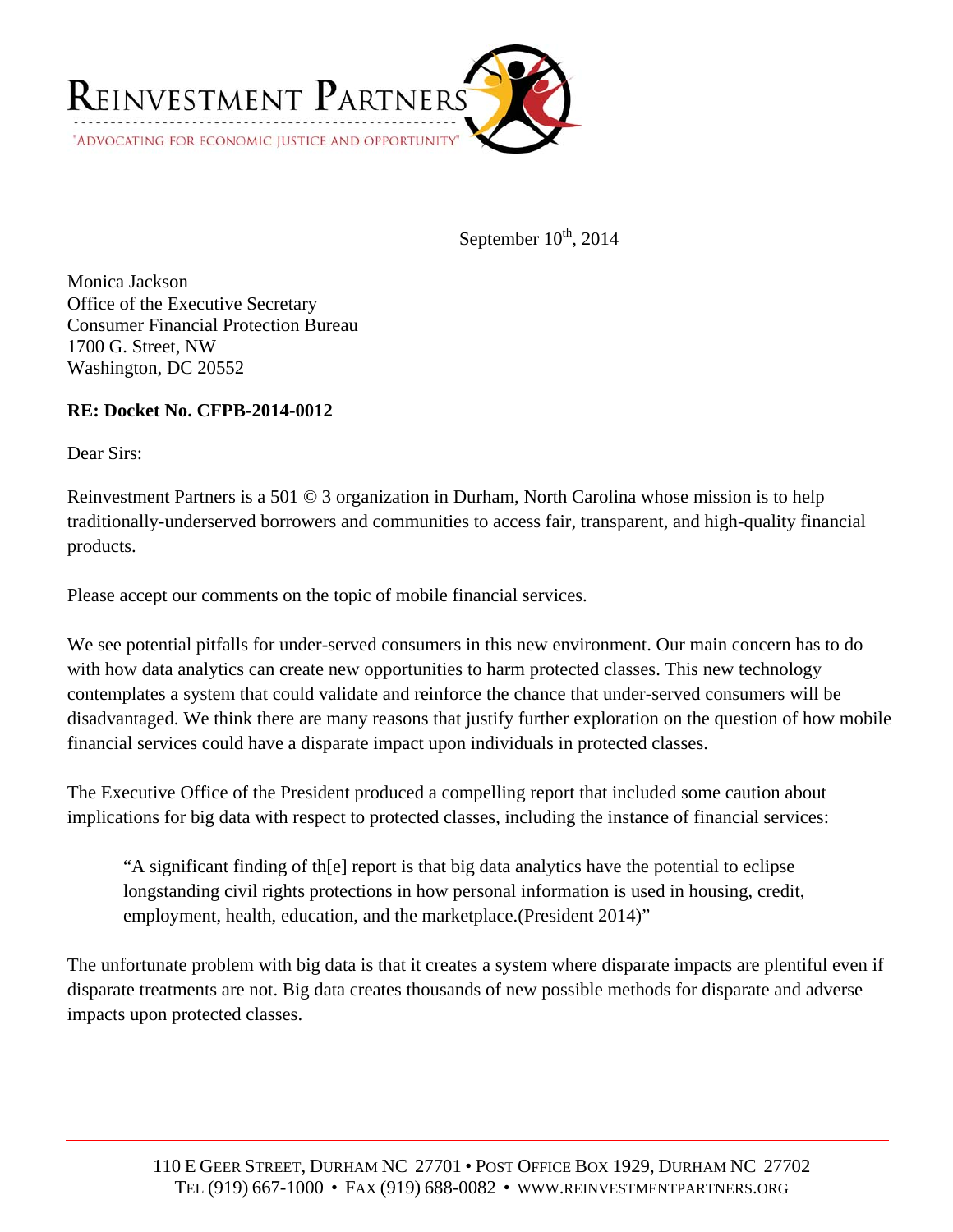REINVESTMENT PARTNERS

"ADVOCATING FOR ECONOMIC JUSTICE AND OPPORTUNITY"

September 10th, 2014

Monica Jackson
Office of the Executive Secretary
Consumer Financial Protection Bureau
1700 G. Street, NW
Washington, DC 20552

**RE: Docket No. CFPB-2014-0012**

Dear Sirs:

Reinvestment Partners is a 501 © 3 organization in Durham, North Carolina whose mission is to help traditionally-underserved borrowers and communities to access fair, transparent, and high-quality financial products.

Please accept our comments on the topic of mobile financial services.

We see potential pitfalls for under-served consumers in this new environment. Our main concern has to do with how data analytics can create new opportunities to harm protected classes. This new technology contemplates a system that could validate and reinforce the chance that under-served consumers will be disadvantaged. We think there are many reasons that justify further exploration on the question of how mobile financial services could have a disparate impact upon individuals in protected classes.

The Executive Office of the President produced a compelling report that included some caution about implications for big data with respect to protected classes, including the instance of financial services:

> "A significant finding of th[e] report is that big data analytics have the potential to eclipse longstanding civil rights protections in how personal information is used in housing, credit, employment, health, education, and the marketplace.(President 2014)"

The unfortunate problem with big data is that it creates a system where disparate impacts are plentiful even if disparate treatments are not. Big data creates thousands of new possible methods for disparate and adverse impacts upon protected classes.

110 E GEER STREET, DURHAM NC 27701 • POST OFFICE BOX 1929, DURHAM NC 27702
TEL (919) 667-1000 • FAX (919) 688-0082 • WWW.REINVESTMENTPARTNERS.ORG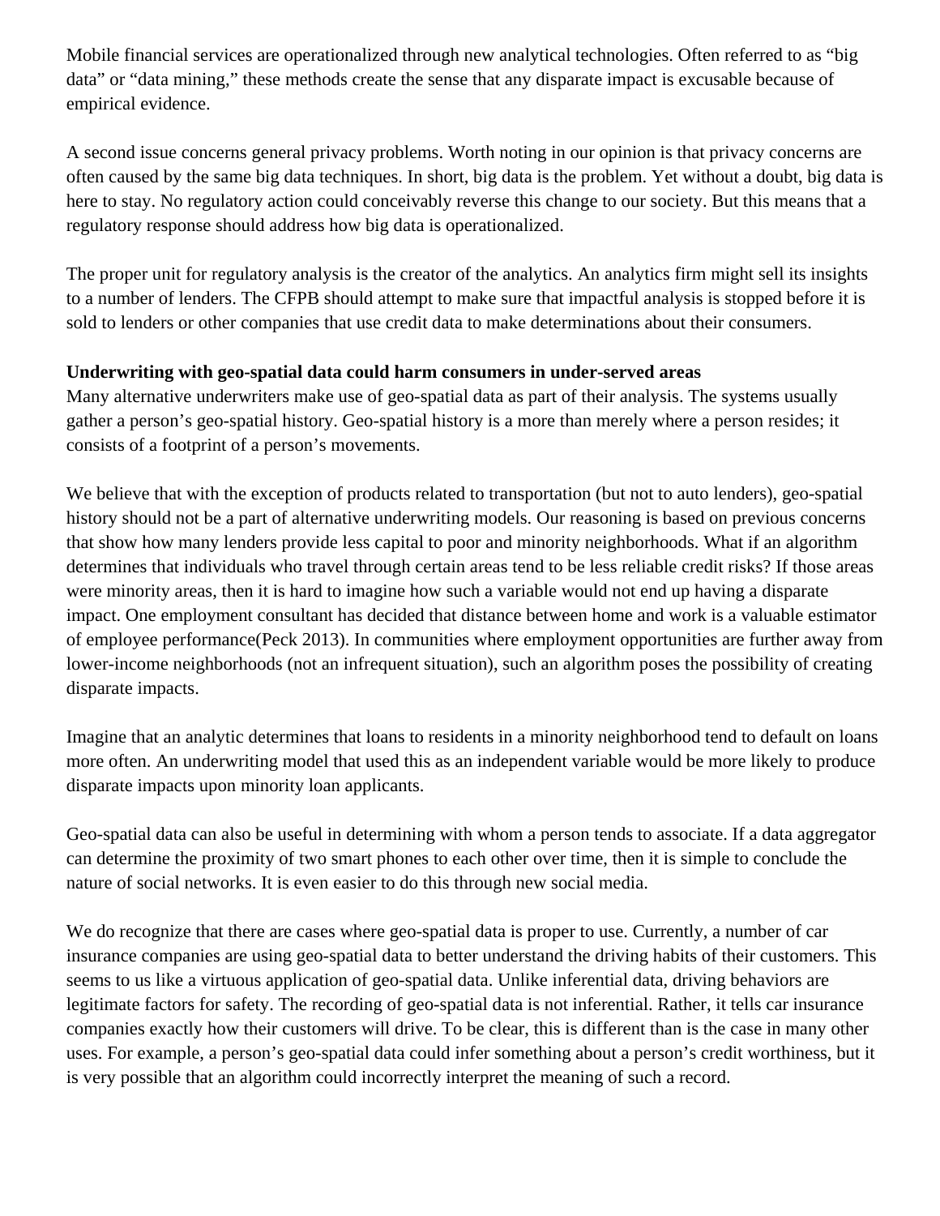Mobile financial services are operationalized through new analytical technologies. Often referred to as "big data" or "data mining," these methods create the sense that any disparate impact is excusable because of empirical evidence.

A second issue concerns general privacy problems. Worth noting in our opinion is that privacy concerns are often caused by the same big data techniques. In short, big data is the problem. Yet without a doubt, big data is here to stay. No regulatory action could conceivably reverse this change to our society. But this means that a regulatory response should address how big data is operationalized.

The proper unit for regulatory analysis is the creator of the analytics. An analytics firm might sell its insights to a number of lenders. The CFPB should attempt to make sure that impactful analysis is stopped before it is sold to lenders or other companies that use credit data to make determinations about their consumers.

**Underwriting with geo-spatial data could harm consumers in under-served areas**

Many alternative underwriters make use of geo-spatial data as part of their analysis. The systems usually gather a person's geo-spatial history. Geo-spatial history is a more than merely where a person resides; it consists of a footprint of a person's movements.

We believe that with the exception of products related to transportation (but not to auto lenders), geo-spatial history should not be a part of alternative underwriting models. Our reasoning is based on previous concerns that show how many lenders provide less capital to poor and minority neighborhoods. What if an algorithm determines that individuals who travel through certain areas tend to be less reliable credit risks? If those areas were minority areas, then it is hard to imagine how such a variable would not end up having a disparate impact. One employment consultant has decided that distance between home and work is a valuable estimator of employee performance(Peck 2013). In communities where employment opportunities are further away from lower-income neighborhoods (not an infrequent situation), such an algorithm poses the possibility of creating disparate impacts.

Imagine that an analytic determines that loans to residents in a minority neighborhood tend to default on loans more often. An underwriting model that used this as an independent variable would be more likely to produce disparate impacts upon minority loan applicants.

Geo-spatial data can also be useful in determining with whom a person tends to associate. If a data aggregator can determine the proximity of two smart phones to each other over time, then it is simple to conclude the nature of social networks. It is even easier to do this through new social media.

We do recognize that there are cases where geo-spatial data is proper to use. Currently, a number of car insurance companies are using geo-spatial data to better understand the driving habits of their customers. This seems to us like a virtuous application of geo-spatial data. Unlike inferential data, driving behaviors are legitimate factors for safety. The recording of geo-spatial data is not inferential. Rather, it tells car insurance companies exactly how their customers will drive. To be clear, this is different than is the case in many other uses. For example, a person's geo-spatial data could infer something about a person's credit worthiness, but it is very possible that an algorithm could incorrectly interpret the meaning of such a record.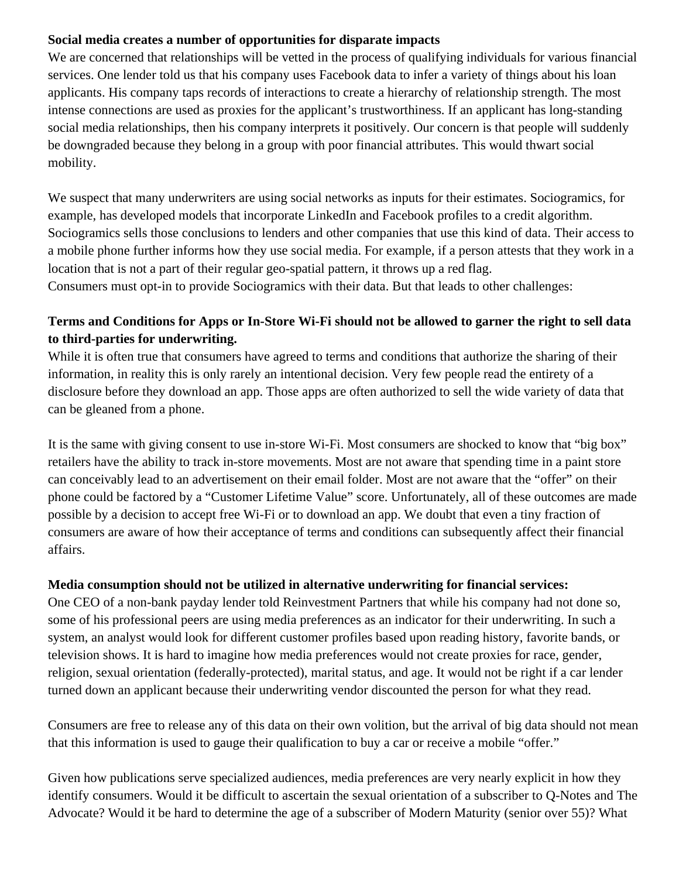**Social media creates a number of opportunities for disparate impacts**

We are concerned that relationships will be vetted in the process of qualifying individuals for various financial services. One lender told us that his company uses Facebook data to infer a variety of things about his loan applicants. His company taps records of interactions to create a hierarchy of relationship strength. The most intense connections are used as proxies for the applicant's trustworthiness. If an applicant has long-standing social media relationships, then his company interprets it positively. Our concern is that people will suddenly be downgraded because they belong in a group with poor financial attributes. This would thwart social mobility.

We suspect that many underwriters are using social networks as inputs for their estimates. Sociogramics, for example, has developed models that incorporate LinkedIn and Facebook profiles to a credit algorithm. Sociogramics sells those conclusions to lenders and other companies that use this kind of data. Their access to a mobile phone further informs how they use social media. For example, if a person attests that they work in a location that is not a part of their regular geo-spatial pattern, it throws up a red flag.
Consumers must opt-in to provide Sociogramics with their data. But that leads to other challenges:

**Terms and Conditions for Apps or In-Store Wi-Fi should not be allowed to garner the right to sell data to third-parties for underwriting.**

While it is often true that consumers have agreed to terms and conditions that authorize the sharing of their information, in reality this is only rarely an intentional decision. Very few people read the entirety of a disclosure before they download an app. Those apps are often authorized to sell the wide variety of data that can be gleaned from a phone.

It is the same with giving consent to use in-store Wi-Fi. Most consumers are shocked to know that "big box" retailers have the ability to track in-store movements. Most are not aware that spending time in a paint store can conceivably lead to an advertisement on their email folder. Most are not aware that the "offer" on their phone could be factored by a "Customer Lifetime Value" score. Unfortunately, all of these outcomes are made possible by a decision to accept free Wi-Fi or to download an app. We doubt that even a tiny fraction of consumers are aware of how their acceptance of terms and conditions can subsequently affect their financial affairs.

**Media consumption should not be utilized in alternative underwriting for financial services:**

One CEO of a non-bank payday lender told Reinvestment Partners that while his company had not done so, some of his professional peers are using media preferences as an indicator for their underwriting. In such a system, an analyst would look for different customer profiles based upon reading history, favorite bands, or television shows. It is hard to imagine how media preferences would not create proxies for race, gender, religion, sexual orientation (federally-protected), marital status, and age. It would not be right if a car lender turned down an applicant because their underwriting vendor discounted the person for what they read.

Consumers are free to release any of this data on their own volition, but the arrival of big data should not mean that this information is used to gauge their qualification to buy a car or receive a mobile "offer."

Given how publications serve specialized audiences, media preferences are very nearly explicit in how they identify consumers. Would it be difficult to ascertain the sexual orientation of a subscriber to Q-Notes and The Advocate? Would it be hard to determine the age of a subscriber of Modern Maturity (senior over 55)? What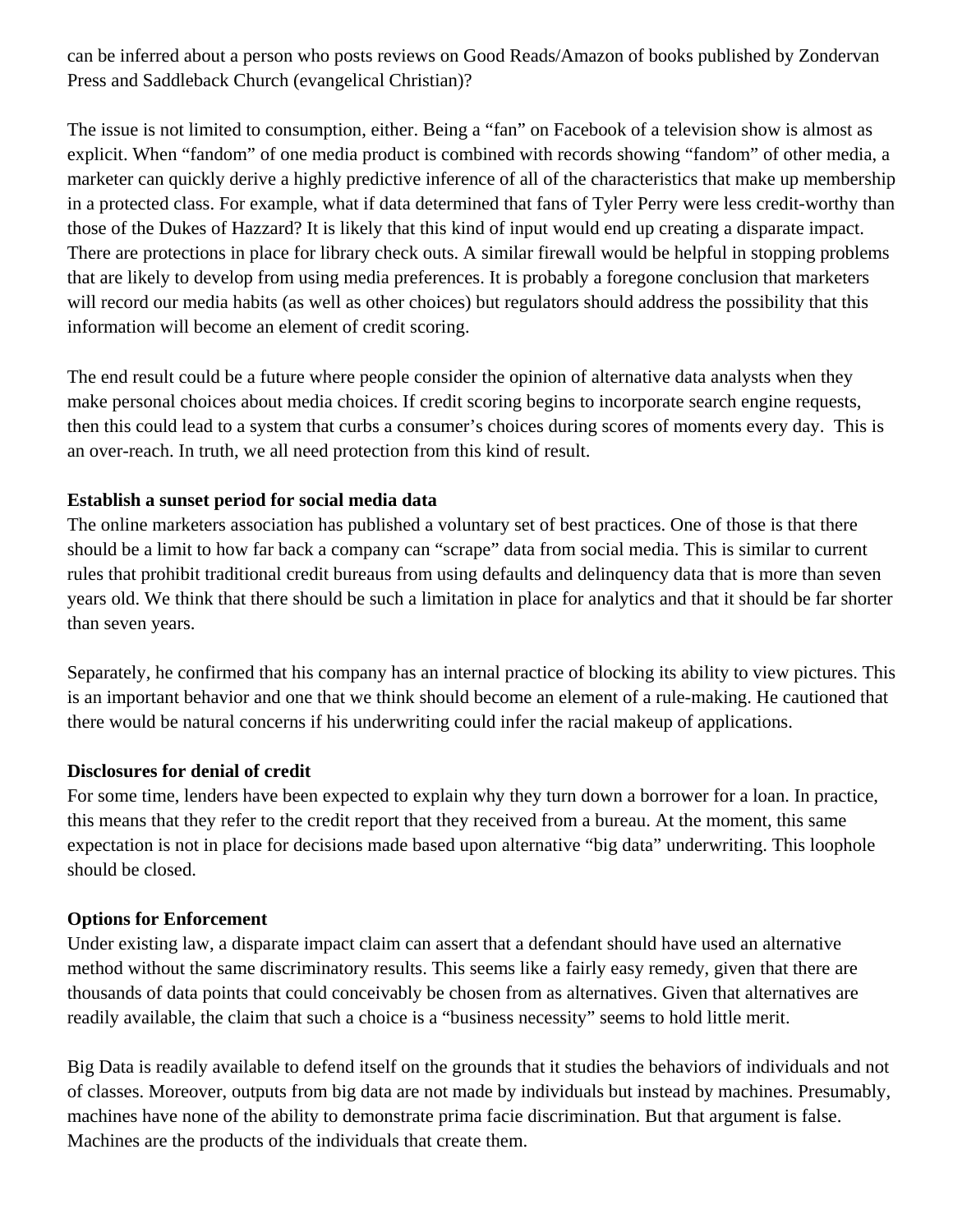can be inferred about a person who posts reviews on Good Reads/Amazon of books published by Zondervan Press and Saddleback Church (evangelical Christian)?

The issue is not limited to consumption, either. Being a "fan" on Facebook of a television show is almost as explicit. When "fandom" of one media product is combined with records showing "fandom" of other media, a marketer can quickly derive a highly predictive inference of all of the characteristics that make up membership in a protected class. For example, what if data determined that fans of Tyler Perry were less credit-worthy than those of the Dukes of Hazzard? It is likely that this kind of input would end up creating a disparate impact. There are protections in place for library check outs. A similar firewall would be helpful in stopping problems that are likely to develop from using media preferences. It is probably a foregone conclusion that marketers will record our media habits (as well as other choices) but regulators should address the possibility that this information will become an element of credit scoring.

The end result could be a future where people consider the opinion of alternative data analysts when they make personal choices about media choices. If credit scoring begins to incorporate search engine requests, then this could lead to a system that curbs a consumer's choices during scores of moments every day. This is an over-reach. In truth, we all need protection from this kind of result.

**Establish a sunset period for social media data**

The online marketers association has published a voluntary set of best practices. One of those is that there should be a limit to how far back a company can "scrape" data from social media. This is similar to current rules that prohibit traditional credit bureaus from using defaults and delinquency data that is more than seven years old. We think that there should be such a limitation in place for analytics and that it should be far shorter than seven years.

Separately, he confirmed that his company has an internal practice of blocking its ability to view pictures. This is an important behavior and one that we think should become an element of a rule-making. He cautioned that there would be natural concerns if his underwriting could infer the racial makeup of applications.

**Disclosures for denial of credit**

For some time, lenders have been expected to explain why they turn down a borrower for a loan. In practice, this means that they refer to the credit report that they received from a bureau. At the moment, this same expectation is not in place for decisions made based upon alternative "big data" underwriting. This loophole should be closed.

**Options for Enforcement**

Under existing law, a disparate impact claim can assert that a defendant should have used an alternative method without the same discriminatory results. This seems like a fairly easy remedy, given that there are thousands of data points that could conceivably be chosen from as alternatives. Given that alternatives are readily available, the claim that such a choice is a "business necessity" seems to hold little merit.

Big Data is readily available to defend itself on the grounds that it studies the behaviors of individuals and not of classes. Moreover, outputs from big data are not made by individuals but instead by machines. Presumably, machines have none of the ability to demonstrate prima facie discrimination. But that argument is false. Machines are the products of the individuals that create them.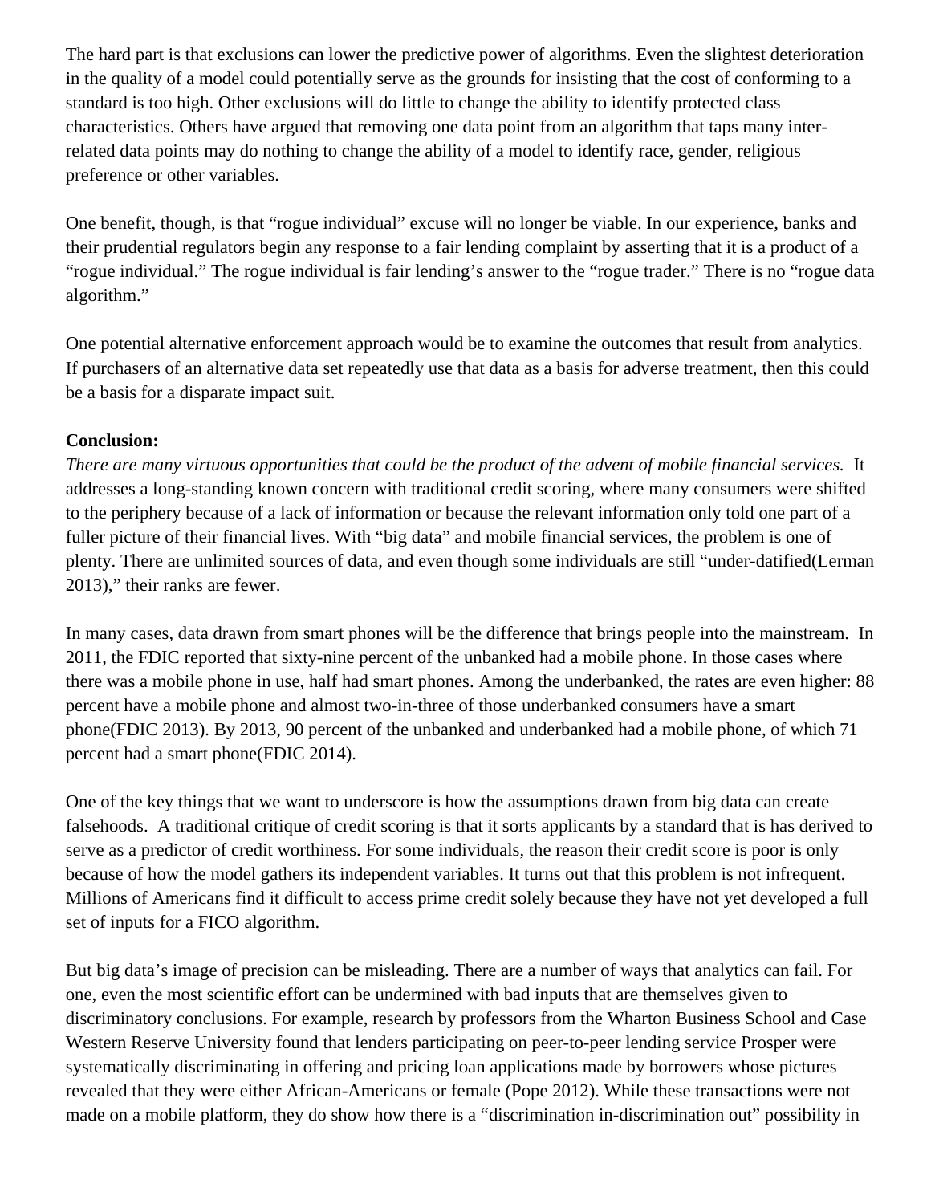The hard part is that exclusions can lower the predictive power of algorithms. Even the slightest deterioration in the quality of a model could potentially serve as the grounds for insisting that the cost of conforming to a standard is too high. Other exclusions will do little to change the ability to identify protected class characteristics. Others have argued that removing one data point from an algorithm that taps many inter-related data points may do nothing to change the ability of a model to identify race, gender, religious preference or other variables.

One benefit, though, is that "rogue individual" excuse will no longer be viable. In our experience, banks and their prudential regulators begin any response to a fair lending complaint by asserting that it is a product of a "rogue individual." The rogue individual is fair lending's answer to the "rogue trader." There is no "rogue data algorithm."

One potential alternative enforcement approach would be to examine the outcomes that result from analytics. If purchasers of an alternative data set repeatedly use that data as a basis for adverse treatment, then this could be a basis for a disparate impact suit.

**Conclusion:**

*There are many virtuous opportunities that could be the product of the advent of mobile financial services.* It addresses a long-standing known concern with traditional credit scoring, where many consumers were shifted to the periphery because of a lack of information or because the relevant information only told one part of a fuller picture of their financial lives. With "big data" and mobile financial services, the problem is one of plenty. There are unlimited sources of data, and even though some individuals are still "under-datified(Lerman 2013)," their ranks are fewer.

In many cases, data drawn from smart phones will be the difference that brings people into the mainstream. In 2011, the FDIC reported that sixty-nine percent of the unbanked had a mobile phone. In those cases where there was a mobile phone in use, half had smart phones. Among the underbanked, the rates are even higher: 88 percent have a mobile phone and almost two-in-three of those underbanked consumers have a smart phone(FDIC 2013). By 2013, 90 percent of the unbanked and underbanked had a mobile phone, of which 71 percent had a smart phone(FDIC 2014).

One of the key things that we want to underscore is how the assumptions drawn from big data can create falsehoods. A traditional critique of credit scoring is that it sorts applicants by a standard that is has derived to serve as a predictor of credit worthiness. For some individuals, the reason their credit score is poor is only because of how the model gathers its independent variables. It turns out that this problem is not infrequent. Millions of Americans find it difficult to access prime credit solely because they have not yet developed a full set of inputs for a FICO algorithm.

But big data's image of precision can be misleading. There are a number of ways that analytics can fail. For one, even the most scientific effort can be undermined with bad inputs that are themselves given to discriminatory conclusions. For example, research by professors from the Wharton Business School and Case Western Reserve University found that lenders participating on peer-to-peer lending service Prosper were systematically discriminating in offering and pricing loan applications made by borrowers whose pictures revealed that they were either African-Americans or female (Pope 2012). While these transactions were not made on a mobile platform, they do show how there is a "discrimination in-discrimination out" possibility in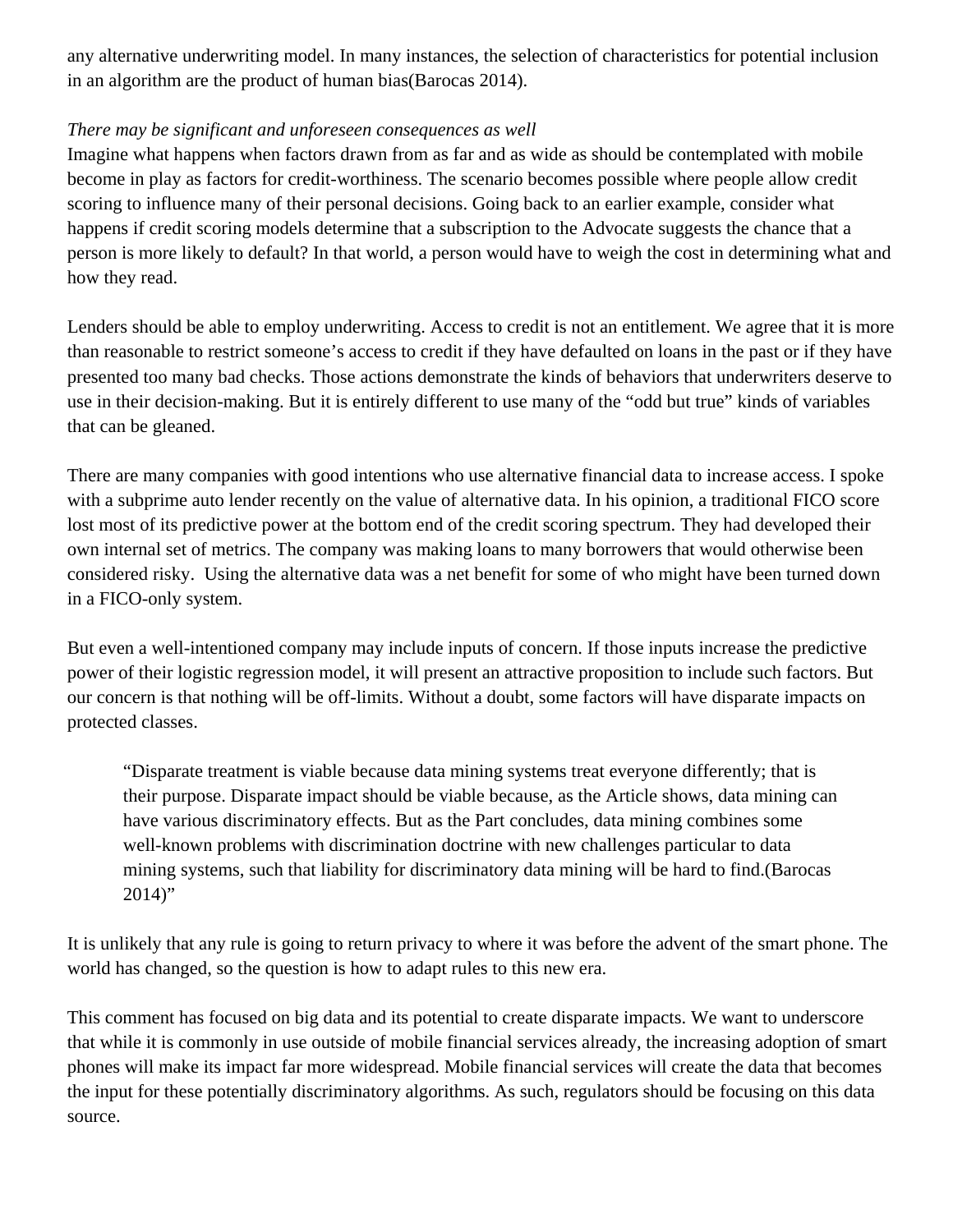any alternative underwriting model. In many instances, the selection of characteristics for potential inclusion in an algorithm are the product of human bias(Barocas 2014).

*There may be significant and unforeseen consequences as well*

Imagine what happens when factors drawn from as far and as wide as should be contemplated with mobile become in play as factors for credit-worthiness. The scenario becomes possible where people allow credit scoring to influence many of their personal decisions. Going back to an earlier example, consider what happens if credit scoring models determine that a subscription to the Advocate suggests the chance that a person is more likely to default? In that world, a person would have to weigh the cost in determining what and how they read.

Lenders should be able to employ underwriting. Access to credit is not an entitlement. We agree that it is more than reasonable to restrict someone's access to credit if they have defaulted on loans in the past or if they have presented too many bad checks. Those actions demonstrate the kinds of behaviors that underwriters deserve to use in their decision-making. But it is entirely different to use many of the "odd but true" kinds of variables that can be gleaned.

There are many companies with good intentions who use alternative financial data to increase access. I spoke with a subprime auto lender recently on the value of alternative data. In his opinion, a traditional FICO score lost most of its predictive power at the bottom end of the credit scoring spectrum. They had developed their own internal set of metrics. The company was making loans to many borrowers that would otherwise been considered risky.  Using the alternative data was a net benefit for some of who might have been turned down in a FICO-only system.

But even a well-intentioned company may include inputs of concern. If those inputs increase the predictive power of their logistic regression model, it will present an attractive proposition to include such factors. But our concern is that nothing will be off-limits. Without a doubt, some factors will have disparate impacts on protected classes.

> "Disparate treatment is viable because data mining systems treat everyone differently; that is their purpose. Disparate impact should be viable because, as the Article shows, data mining can have various discriminatory effects. But as the Part concludes, data mining combines some well-known problems with discrimination doctrine with new challenges particular to data mining systems, such that liability for discriminatory data mining will be hard to find.(Barocas 2014)"

It is unlikely that any rule is going to return privacy to where it was before the advent of the smart phone. The world has changed, so the question is how to adapt rules to this new era.

This comment has focused on big data and its potential to create disparate impacts. We want to underscore that while it is commonly in use outside of mobile financial services already, the increasing adoption of smart phones will make its impact far more widespread. Mobile financial services will create the data that becomes the input for these potentially discriminatory algorithms. As such, regulators should be focusing on this data source.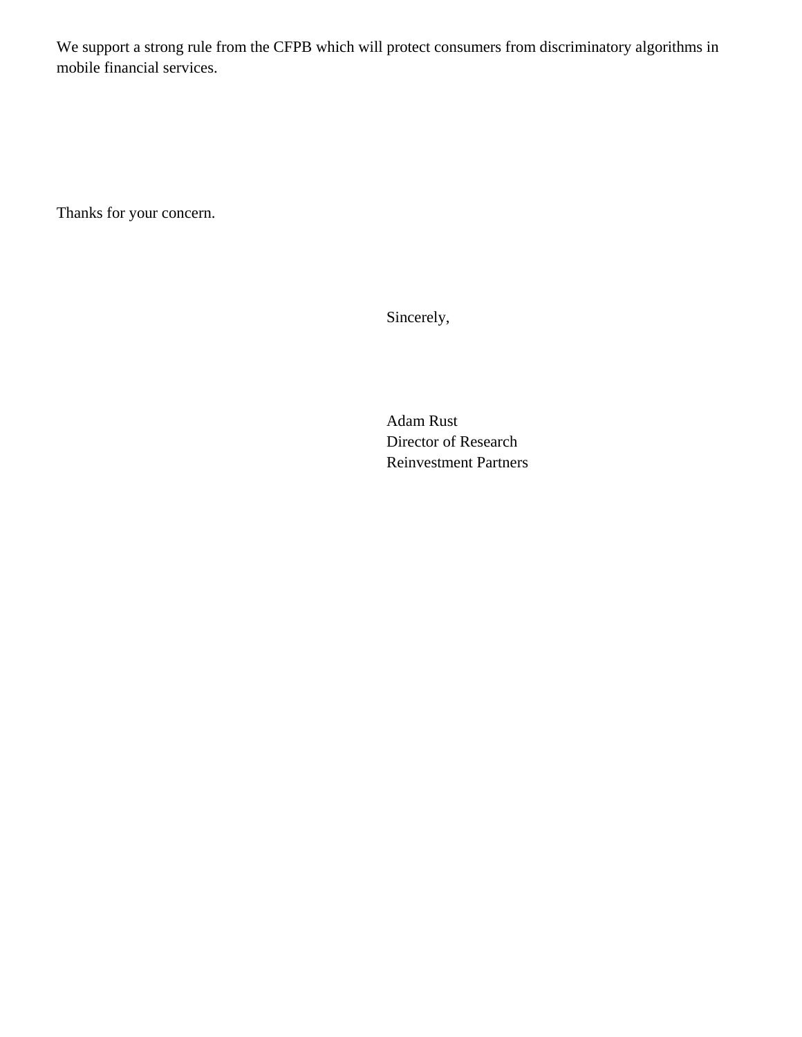We support a strong rule from the CFPB which will protect consumers from discriminatory algorithms in mobile financial services.

Thanks for your concern.

Sincerely,

Adam Rust
Director of Research
Reinvestment Partners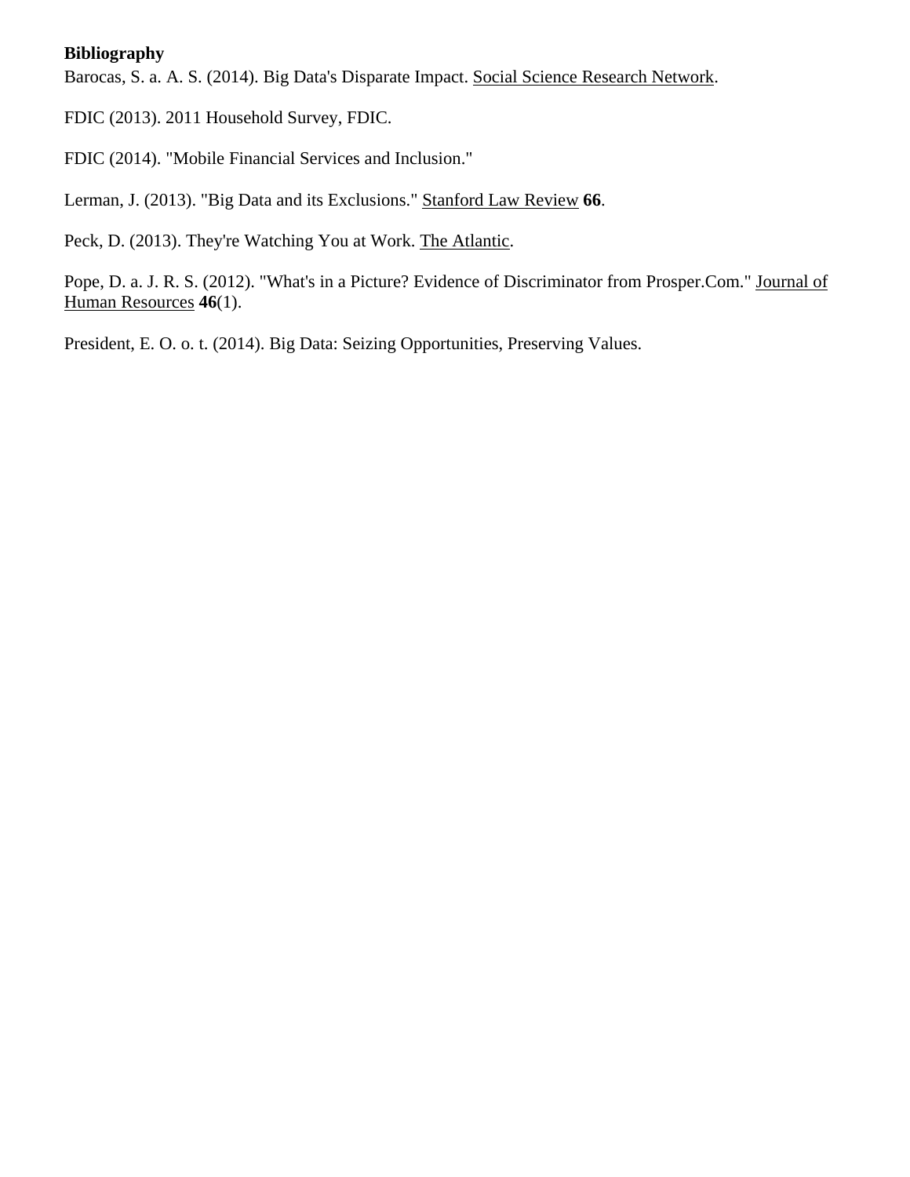**Bibliography**

Barocas, S. a. A. S. (2014). Big Data's Disparate Impact. Social Science Research Network.

FDIC (2013). 2011 Household Survey, FDIC.

FDIC (2014). "Mobile Financial Services and Inclusion."

Lerman, J. (2013). "Big Data and its Exclusions." Stanford Law Review **66**.

Peck, D. (2013). They're Watching You at Work. The Atlantic.

Pope, D. a. J. R. S. (2012). "What's in a Picture? Evidence of Discriminator from Prosper.Com." Journal of Human Resources **46**(1).

President, E. O. o. t. (2014). Big Data: Seizing Opportunities, Preserving Values.